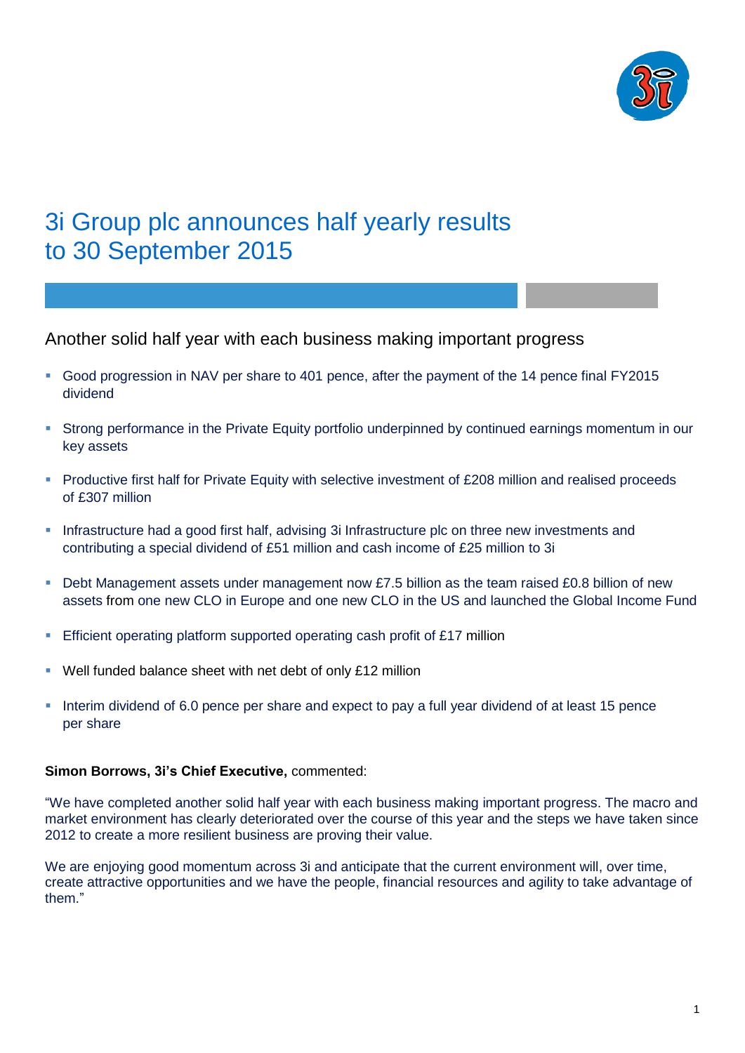# 3i Group plc announces half yearly results to 30 September 2015

## Another solid half year with each business making important progress

- Good progression in NAV per share to 401 pence, after the payment of the 14 pence final FY2015 dividend
- Strong performance in the Private Equity portfolio underpinned by continued earnings momentum in our key assets
- Productive first half for Private Equity with selective investment of £208 million and realised proceeds of £307 million
- Infrastructure had a good first half, advising 3i Infrastructure plc on three new investments and contributing a special dividend of £51 million and cash income of £25 million to 3i
- Debt Management assets under management now £7.5 billion as the team raised £0.8 billion of new assets from one new CLO in Europe and one new CLO in the US and launched the Global Income Fund
- Efficient operating platform supported operating cash profit of £17 million
- Well funded balance sheet with net debt of only £12 million
- Interim dividend of 6.0 pence per share and expect to pay a full year dividend of at least 15 pence per share

**Simon Borrows, 3i's Chief Executive,** commented:

"We have completed another solid half year with each business making important progress. The macro and market environment has clearly deteriorated over the course of this year and the steps we have taken since 2012 to create a more resilient business are proving their value.

We are enjoying good momentum across 3i and anticipate that the current environment will, over time, create attractive opportunities and we have the people, financial resources and agility to take advantage of them."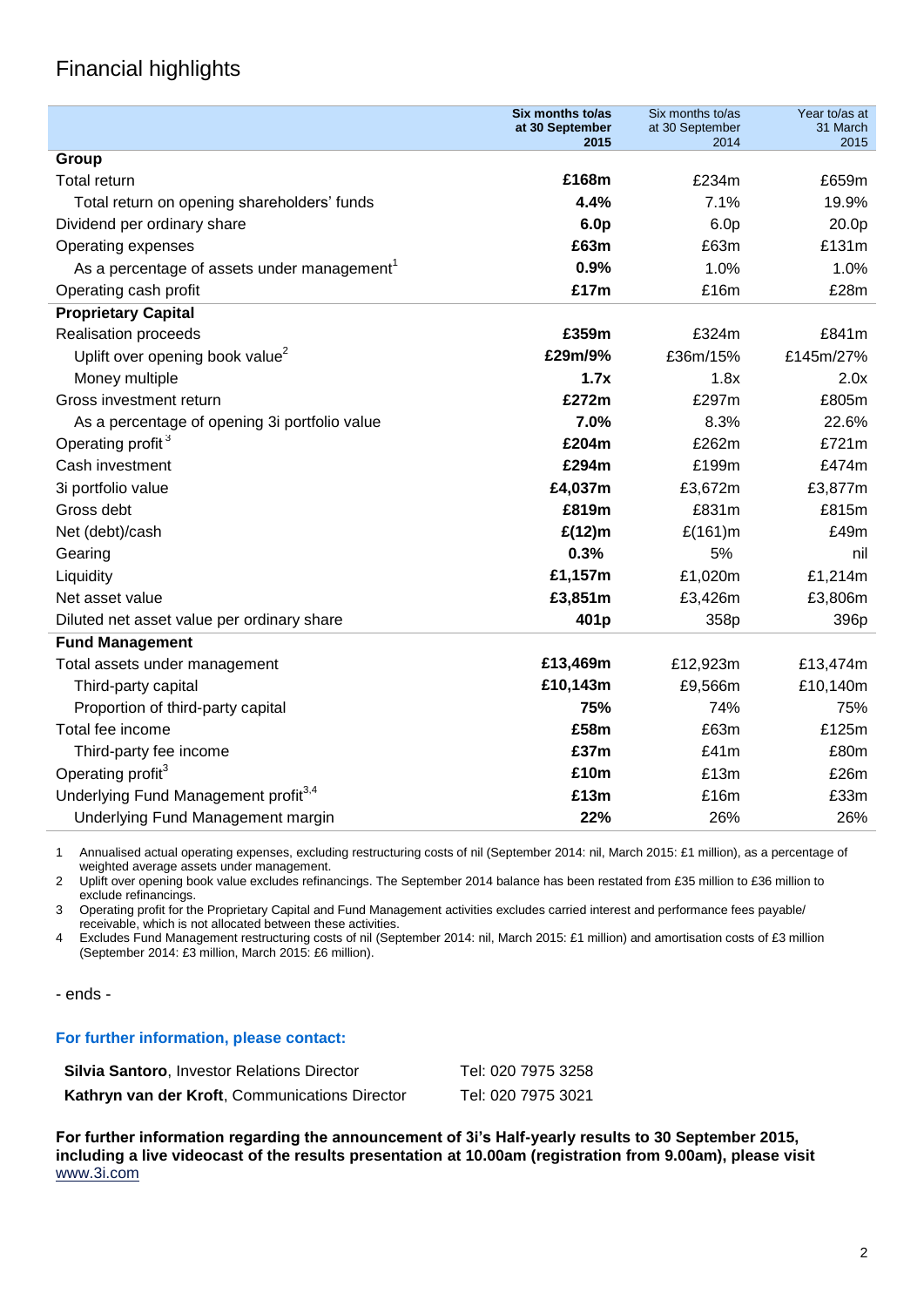# Financial highlights

| | **Six months to/as at 30 September 2015** | Six months to/as at 30 September 2014 | Year to/as at 31 March 2015 |
|---|---|---|---|
| **Group** | | | |
| Total return | **£168m** | £234m | £659m |
| Total return on opening shareholders' funds | **4.4%** | 7.1% | 19.9% |
| Dividend per ordinary share | **6.0p** | 6.0p | 20.0p |
| Operating expenses | **£63m** | £63m | £131m |
| As a percentage of assets under management[1] | **0.9%** | 1.0% | 1.0% |
| Operating cash profit | **£17m** | £16m | £28m |
| **Proprietary Capital** | | | |
| Realisation proceeds | **£359m** | £324m | £841m |
| Uplift over opening book value[2] | **£29m/9%** | £36m/15% | £145m/27% |
| Money multiple | **1.7x** | 1.8x | 2.0x |
| Gross investment return | **£272m** | £297m | £805m |
| As a percentage of opening 3i portfolio value | **7.0%** | 8.3% | 22.6% |
| Operating profit[3] | **£204m** | £262m | £721m |
| Cash investment | **£294m** | £199m | £474m |
| 3i portfolio value | **£4,037m** | £3,672m | £3,877m |
| Gross debt | **£819m** | £831m | £815m |
| Net (debt)/cash | **£(12)m** | £(161)m | £49m |
| Gearing | **0.3%** | 5% | nil |
| Liquidity | **£1,157m** | £1,020m | £1,214m |
| Net asset value | **£3,851m** | £3,426m | £3,806m |
| Diluted net asset value per ordinary share | **401p** | 358p | 396p |
| **Fund Management** | | | |
| Total assets under management | **£13,469m** | £12,923m | £13,474m |
| Third-party capital | **£10,143m** | £9,566m | £10,140m |
| Proportion of third-party capital | **75%** | 74% | 75% |
| Total fee income | **£58m** | £63m | £125m |
| Third-party fee income | **£37m** | £41m | £80m |
| Operating profit[3] | **£10m** | £13m | £26m |
| Underlying Fund Management profit[3,4] | **£13m** | £16m | £33m |
| Underlying Fund Management margin | **22%** | 26% | 26% |

1 Annualised actual operating expenses, excluding restructuring costs of nil (September 2014: nil, March 2015: £1 million), as a percentage of weighted average assets under management.

2 Uplift over opening book value excludes refinancings. The September 2014 balance has been restated from £35 million to £36 million to exclude refinancings.

3 Operating profit for the Proprietary Capital and Fund Management activities excludes carried interest and performance fees payable/ receivable, which is not allocated between these activities.

4 Excludes Fund Management restructuring costs of nil (September 2014: nil, March 2015: £1 million) and amortisation costs of £3 million (September 2014: £3 million, March 2015: £6 million).

\- ends -

**For further information, please contact:**

| | |
|---|---|
| **Silvia Santoro**, Investor Relations Director | Tel: 020 7975 3258 |
| **Kathryn van der Kroft**, Communications Director | Tel: 020 7975 3021 |

**For further information regarding the announcement of 3i's Half-yearly results to 30 September 2015, including a live videocast of the results presentation at 10.00am (registration from 9.00am), please visit** www.3i.com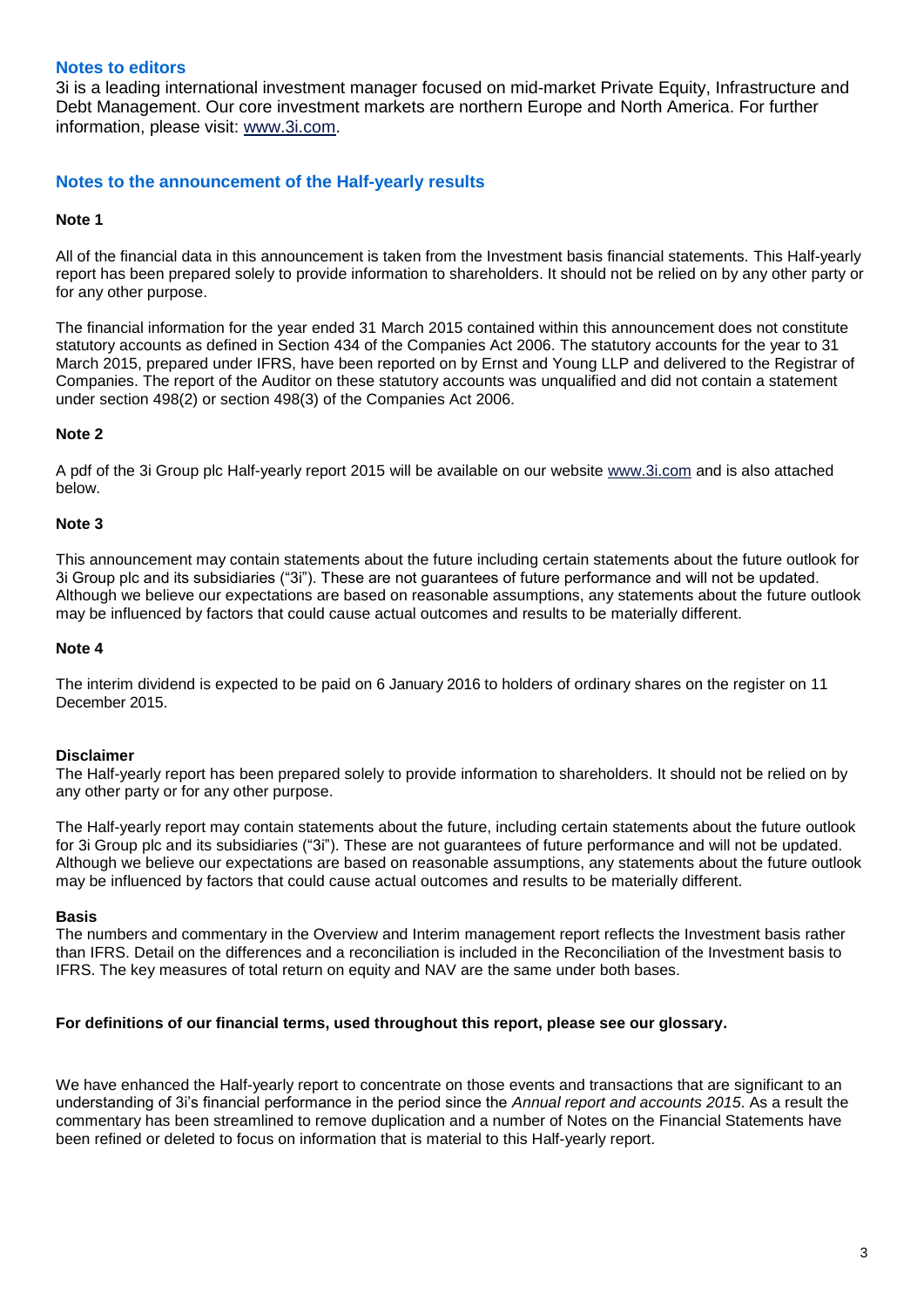## Notes to editors

3i is a leading international investment manager focused on mid-market Private Equity, Infrastructure and Debt Management. Our core investment markets are northern Europe and North America. For further information, please visit: www.3i.com.

## Notes to the announcement of the Half-yearly results

### Note 1

All of the financial data in this announcement is taken from the Investment basis financial statements. This Half-yearly report has been prepared solely to provide information to shareholders. It should not be relied on by any other party or for any other purpose.

The financial information for the year ended 31 March 2015 contained within this announcement does not constitute statutory accounts as defined in Section 434 of the Companies Act 2006. The statutory accounts for the year to 31 March 2015, prepared under IFRS, have been reported on by Ernst and Young LLP and delivered to the Registrar of Companies. The report of the Auditor on these statutory accounts was unqualified and did not contain a statement under section 498(2) or section 498(3) of the Companies Act 2006.

### Note 2

A pdf of the 3i Group plc Half-yearly report 2015 will be available on our website www.3i.com and is also attached below.

### Note 3

This announcement may contain statements about the future including certain statements about the future outlook for 3i Group plc and its subsidiaries ("3i"). These are not guarantees of future performance and will not be updated. Although we believe our expectations are based on reasonable assumptions, any statements about the future outlook may be influenced by factors that could cause actual outcomes and results to be materially different.

### Note 4

The interim dividend is expected to be paid on 6 January 2016 to holders of ordinary shares on the register on 11 December 2015.

### Disclaimer

The Half-yearly report has been prepared solely to provide information to shareholders. It should not be relied on by any other party or for any other purpose.

The Half-yearly report may contain statements about the future, including certain statements about the future outlook for 3i Group plc and its subsidiaries ("3i"). These are not guarantees of future performance and will not be updated. Although we believe our expectations are based on reasonable assumptions, any statements about the future outlook may be influenced by factors that could cause actual outcomes and results to be materially different.

### Basis

The numbers and commentary in the Overview and Interim management report reflects the Investment basis rather than IFRS. Detail on the differences and a reconciliation is included in the Reconciliation of the Investment basis to IFRS. The key measures of total return on equity and NAV are the same under both bases.

**For definitions of our financial terms, used throughout this report, please see our glossary.**

We have enhanced the Half-yearly report to concentrate on those events and transactions that are significant to an understanding of 3i's financial performance in the period since the *Annual report and accounts 2015*. As a result the commentary has been streamlined to remove duplication and a number of Notes on the Financial Statements have been refined or deleted to focus on information that is material to this Half-yearly report.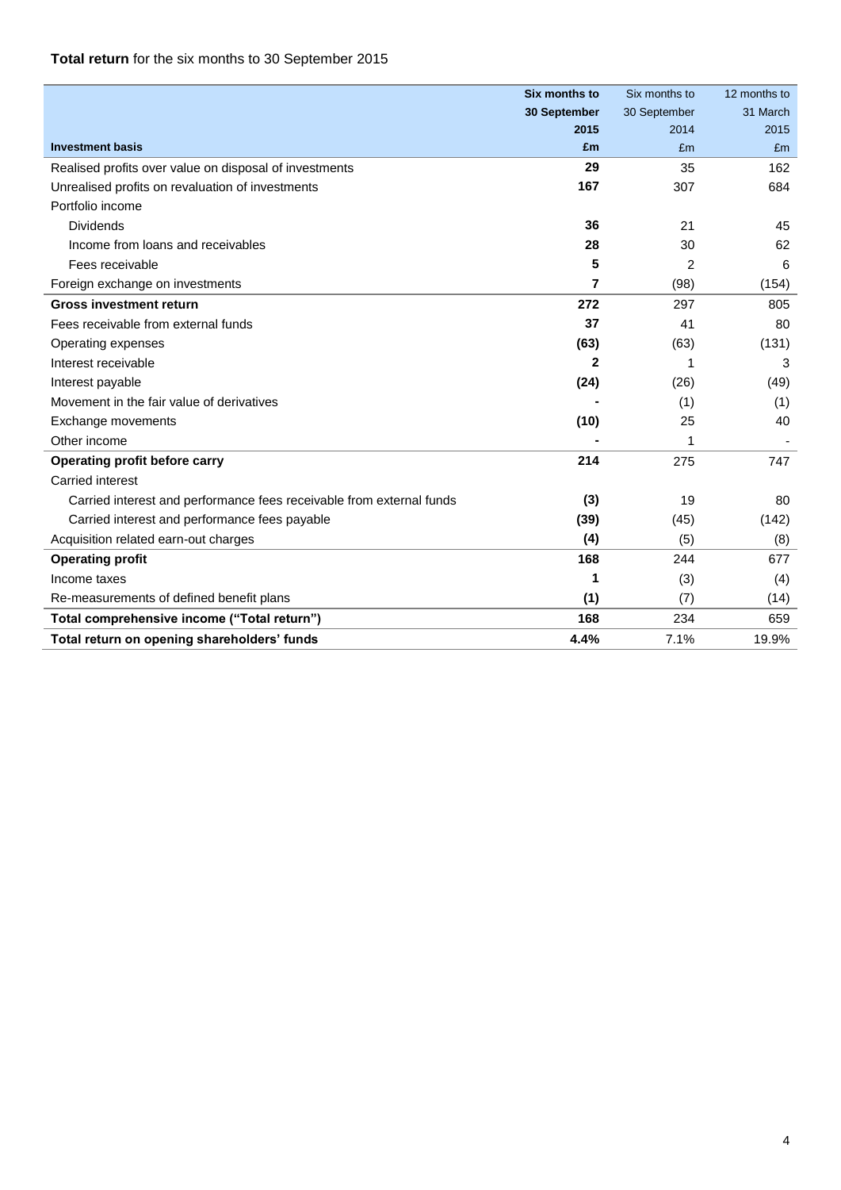**Total return** for the six months to 30 September 2015

| Investment basis | Six months to 30 September 2015 £m | Six months to 30 September 2014 £m | 12 months to 31 March 2015 £m |
|---|---|---|---|
| Realised profits over value on disposal of investments | **29** | 35 | 162 |
| Unrealised profits on revaluation of investments | **167** | 307 | 684 |
| Portfolio income | | | |
| Dividends | **36** | 21 | 45 |
| Income from loans and receivables | **28** | 30 | 62 |
| Fees receivable | **5** | 2 | 6 |
| Foreign exchange on investments | **7** | (98) | (154) |
| **Gross investment return** | **272** | 297 | 805 |
| Fees receivable from external funds | **37** | 41 | 80 |
| Operating expenses | **(63)** | (63) | (131) |
| Interest receivable | **2** | 1 | 3 |
| Interest payable | **(24)** | (26) | (49) |
| Movement in the fair value of derivatives | **-** | (1) | (1) |
| Exchange movements | **(10)** | 25 | 40 |
| Other income | **-** | 1 | - |
| **Operating profit before carry** | **214** | 275 | 747 |
| Carried interest | | | |
| Carried interest and performance fees receivable from external funds | **(3)** | 19 | 80 |
| Carried interest and performance fees payable | **(39)** | (45) | (142) |
| Acquisition related earn-out charges | **(4)** | (5) | (8) |
| **Operating profit** | **168** | 244 | 677 |
| Income taxes | **1** | (3) | (4) |
| Re-measurements of defined benefit plans | **(1)** | (7) | (14) |
| **Total comprehensive income ("Total return")** | **168** | 234 | 659 |
| **Total return on opening shareholders' funds** | **4.4%** | 7.1% | 19.9% |